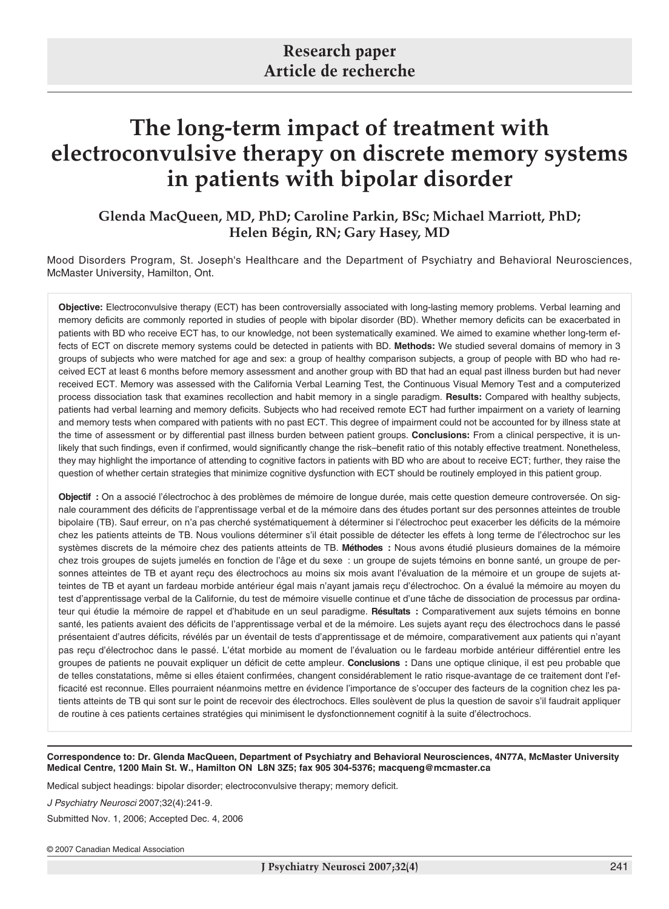Research paper
Article de recherche

# The long-term impact of treatment with electroconvulsive therapy on discrete memory systems in patients with bipolar disorder

**Glenda MacQueen, MD, PhD; Caroline Parkin, BSc; Michael Marriott, PhD; Helen Bégin, RN; Gary Hasey, MD**

Mood Disorders Program, St. Joseph's Healthcare and the Department of Psychiatry and Behavioral Neurosciences, McMaster University, Hamilton, Ont.

**Objective:** Electroconvulsive therapy (ECT) has been controversially associated with long-lasting memory problems. Verbal learning and memory deficits are commonly reported in studies of people with bipolar disorder (BD). Whether memory deficits can be exacerbated in patients with BD who receive ECT has, to our knowledge, not been systematically examined. We aimed to examine whether long-term effects of ECT on discrete memory systems could be detected in patients with BD. **Methods:** We studied several domains of memory in 3 groups of subjects who were matched for age and sex: a group of healthy comparison subjects, a group of people with BD who had received ECT at least 6 months before memory assessment and another group with BD that had an equal past illness burden but had never received ECT. Memory was assessed with the California Verbal Learning Test, the Continuous Visual Memory Test and a computerized process dissociation task that examines recollection and habit memory in a single paradigm. **Results:** Compared with healthy subjects, patients had verbal learning and memory deficits. Subjects who had received remote ECT had further impairment on a variety of learning and memory tests when compared with patients with no past ECT. This degree of impairment could not be accounted for by illness state at the time of assessment or by differential past illness burden between patient groups. **Conclusions:** From a clinical perspective, it is unlikely that such findings, even if confirmed, would significantly change the risk–benefit ratio of this notably effective treatment. Nonetheless, they may highlight the importance of attending to cognitive factors in patients with BD who are about to receive ECT; further, they raise the question of whether certain strategies that minimize cognitive dysfunction with ECT should be routinely employed in this patient group.

**Objectif :** On a associé l'électrochoc à des problèmes de mémoire de longue durée, mais cette question demeure controversée. On signale couramment des déficits de l'apprentissage verbal et de la mémoire dans des études portant sur des personnes atteintes de trouble bipolaire (TB). Sauf erreur, on n'a pas cherché systématiquement à déterminer si l'électrochoc peut exacerber les déficits de la mémoire chez les patients atteints de TB. Nous voulions déterminer s'il était possible de détecter les effets à long terme de l'électrochoc sur les systèmes discrets de la mémoire chez des patients atteints de TB. **Méthodes :** Nous avons étudié plusieurs domaines de la mémoire chez trois groupes de sujets jumelés en fonction de l'âge et du sexe : un groupe de sujets témoins en bonne santé, un groupe de personnes atteintes de TB et ayant reçu des électrochocs au moins six mois avant l'évaluation de la mémoire et un groupe de sujets atteintes de TB et ayant un fardeau morbide antérieur égal mais n'ayant jamais reçu d'électrochoc. On a évalué la mémoire au moyen du test d'apprentissage verbal de la Californie, du test de mémoire visuelle continue et d'une tâche de dissociation de processus par ordinateur qui étudie la mémoire de rappel et d'habitude en un seul paradigme. **Résultats :** Comparativement aux sujets témoins en bonne santé, les patients avaient des déficits de l'apprentissage verbal et de la mémoire. Les sujets ayant reçu des électrochocs dans le passé présentaient d'autres déficits, révélés par un éventail de tests d'apprentissage et de mémoire, comparativement aux patients qui n'ayant pas reçu d'électrochoc dans le passé. L'état morbide au moment de l'évaluation ou le fardeau morbide antérieur différentiel entre les groupes de patients ne pouvait expliquer un déficit de cette ampleur. **Conclusions :** Dans une optique clinique, il est peu probable que de telles constatations, même si elles étaient confirmées, changent considérablement le ratio risque-avantage de ce traitement dont l'efficacité est reconnue. Elles pourraient néanmoins mettre en évidence l'importance de s'occuper des facteurs de la cognition chez les patients atteints de TB qui sont sur le point de recevoir des électrochocs. Elles soulèvent de plus la question de savoir s'il faudrait appliquer de routine à ces patients certaines stratégies qui minimisent le dysfonctionnement cognitif à la suite d'électrochocs.

**Correspondence to: Dr. Glenda MacQueen, Department of Psychiatry and Behavioral Neurosciences, 4N77A, McMaster University Medical Centre, 1200 Main St. W., Hamilton ON L8N 3Z5; fax 905 304-5376; macqueng@mcmaster.ca**

Medical subject headings: bipolar disorder; electroconvulsive therapy; memory deficit.

*J Psychiatry Neurosci* 2007;32(4):241-9.

Submitted Nov. 1, 2006; Accepted Dec. 4, 2006

© 2007 Canadian Medical Association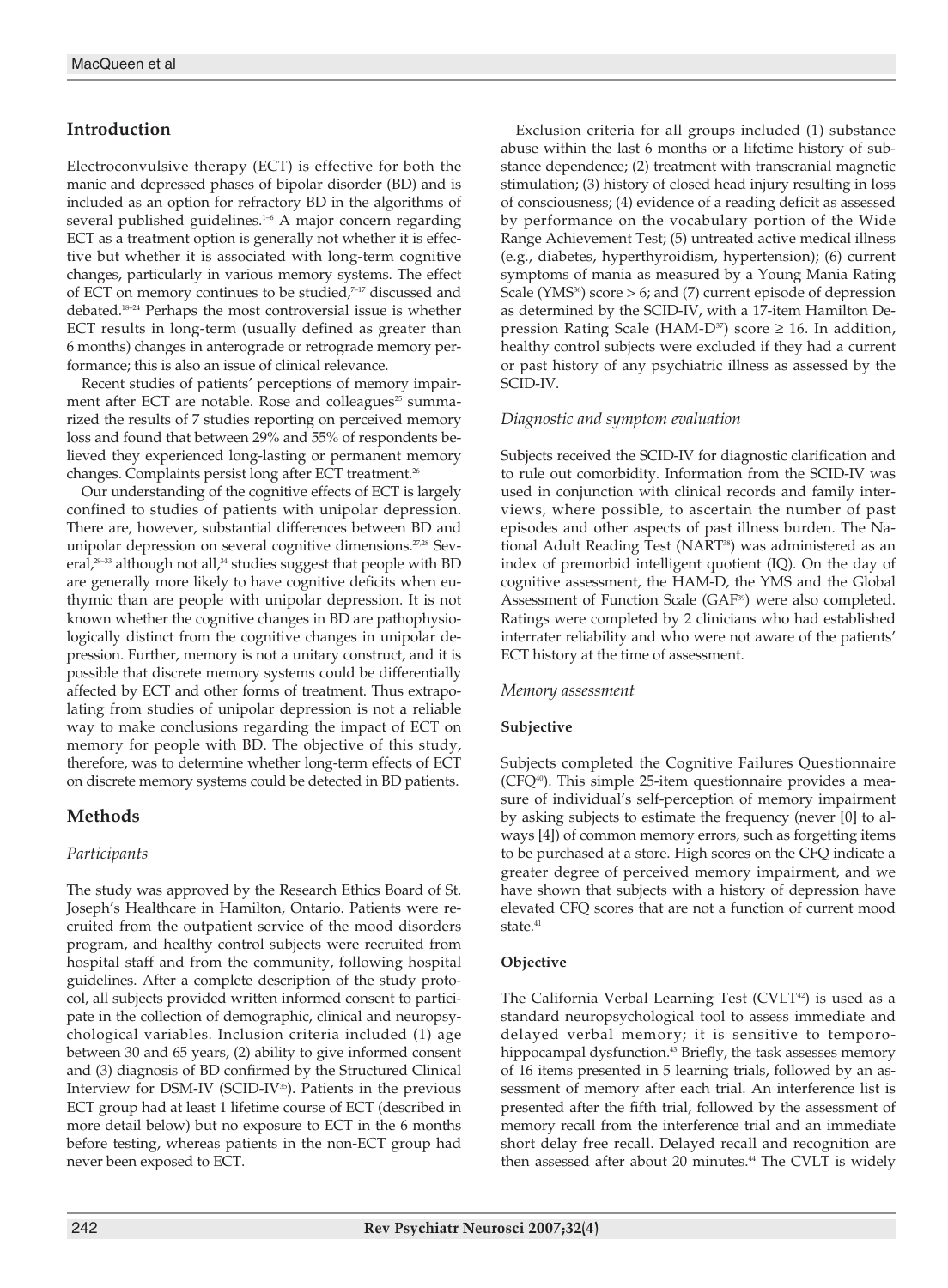## Introduction

Electroconvulsive therapy (ECT) is effective for both the manic and depressed phases of bipolar disorder (BD) and is included as an option for refractory BD in the algorithms of several published guidelines.[1–6] A major concern regarding ECT as a treatment option is generally not whether it is effective but whether it is associated with long-term cognitive changes, particularly in various memory systems. The effect of ECT on memory continues to be studied,[7–17] discussed and debated.[18–24] Perhaps the most controversial issue is whether ECT results in long-term (usually defined as greater than 6 months) changes in anterograde or retrograde memory performance; this is also an issue of clinical relevance.

Recent studies of patients' perceptions of memory impairment after ECT are notable. Rose and colleagues[25] summarized the results of 7 studies reporting on perceived memory loss and found that between 29% and 55% of respondents believed they experienced long-lasting or permanent memory changes. Complaints persist long after ECT treatment.[26]

Our understanding of the cognitive effects of ECT is largely confined to studies of patients with unipolar depression. There are, however, substantial differences between BD and unipolar depression on several cognitive dimensions.[27,28] Several,[29–33] although not all,[34] studies suggest that people with BD are generally more likely to have cognitive deficits when euthymic than are people with unipolar depression. It is not known whether the cognitive changes in BD are pathophysiologically distinct from the cognitive changes in unipolar depression. Further, memory is not a unitary construct, and it is possible that discrete memory systems could be differentially affected by ECT and other forms of treatment. Thus extrapolating from studies of unipolar depression is not a reliable way to make conclusions regarding the impact of ECT on memory for people with BD. The objective of this study, therefore, was to determine whether long-term effects of ECT on discrete memory systems could be detected in BD patients.

## Methods

### *Participants*

The study was approved by the Research Ethics Board of St. Joseph's Healthcare in Hamilton, Ontario. Patients were recruited from the outpatient service of the mood disorders program, and healthy control subjects were recruited from hospital staff and from the community, following hospital guidelines. After a complete description of the study protocol, all subjects provided written informed consent to participate in the collection of demographic, clinical and neuropsychological variables. Inclusion criteria included (1) age between 30 and 65 years, (2) ability to give informed consent and (3) diagnosis of BD confirmed by the Structured Clinical Interview for DSM-IV (SCID-IV[35]). Patients in the previous ECT group had at least 1 lifetime course of ECT (described in more detail below) but no exposure to ECT in the 6 months before testing, whereas patients in the non-ECT group had never been exposed to ECT.

Exclusion criteria for all groups included (1) substance abuse within the last 6 months or a lifetime history of substance dependence; (2) treatment with transcranial magnetic stimulation; (3) history of closed head injury resulting in loss of consciousness; (4) evidence of a reading deficit as assessed by performance on the vocabulary portion of the Wide Range Achievement Test; (5) untreated active medical illness (e.g., diabetes, hyperthyroidism, hypertension); (6) current symptoms of mania as measured by a Young Mania Rating Scale (YMS[36]) score > 6; and (7) current episode of depression as determined by the SCID-IV, with a 17-item Hamilton Depression Rating Scale (HAM-D[37]) score ≥ 16. In addition, healthy control subjects were excluded if they had a current or past history of any psychiatric illness as assessed by the SCID-IV.

### *Diagnostic and symptom evaluation*

Subjects received the SCID-IV for diagnostic clarification and to rule out comorbidity. Information from the SCID-IV was used in conjunction with clinical records and family interviews, where possible, to ascertain the number of past episodes and other aspects of past illness burden. The National Adult Reading Test (NART[38]) was administered as an index of premorbid intelligent quotient (IQ). On the day of cognitive assessment, the HAM-D, the YMS and the Global Assessment of Function Scale (GAF[39]) were also completed. Ratings were completed by 2 clinicians who had established interrater reliability and who were not aware of the patients' ECT history at the time of assessment.

### *Memory assessment*

#### **Subjective**

Subjects completed the Cognitive Failures Questionnaire (CFQ[40]). This simple 25-item questionnaire provides a measure of individual's self-perception of memory impairment by asking subjects to estimate the frequency (never [0] to always [4]) of common memory errors, such as forgetting items to be purchased at a store. High scores on the CFQ indicate a greater degree of perceived memory impairment, and we have shown that subjects with a history of depression have elevated CFQ scores that are not a function of current mood state.[41]

#### **Objective**

The California Verbal Learning Test (CVLT[42]) is used as a standard neuropsychological tool to assess immediate and delayed verbal memory; it is sensitive to temporohippocampal dysfunction.[43] Briefly, the task assesses memory of 16 items presented in 5 learning trials, followed by an assessment of memory after each trial. An interference list is presented after the fifth trial, followed by the assessment of memory recall from the interference trial and an immediate short delay free recall. Delayed recall and recognition are then assessed after about 20 minutes.[44] The CVLT is widely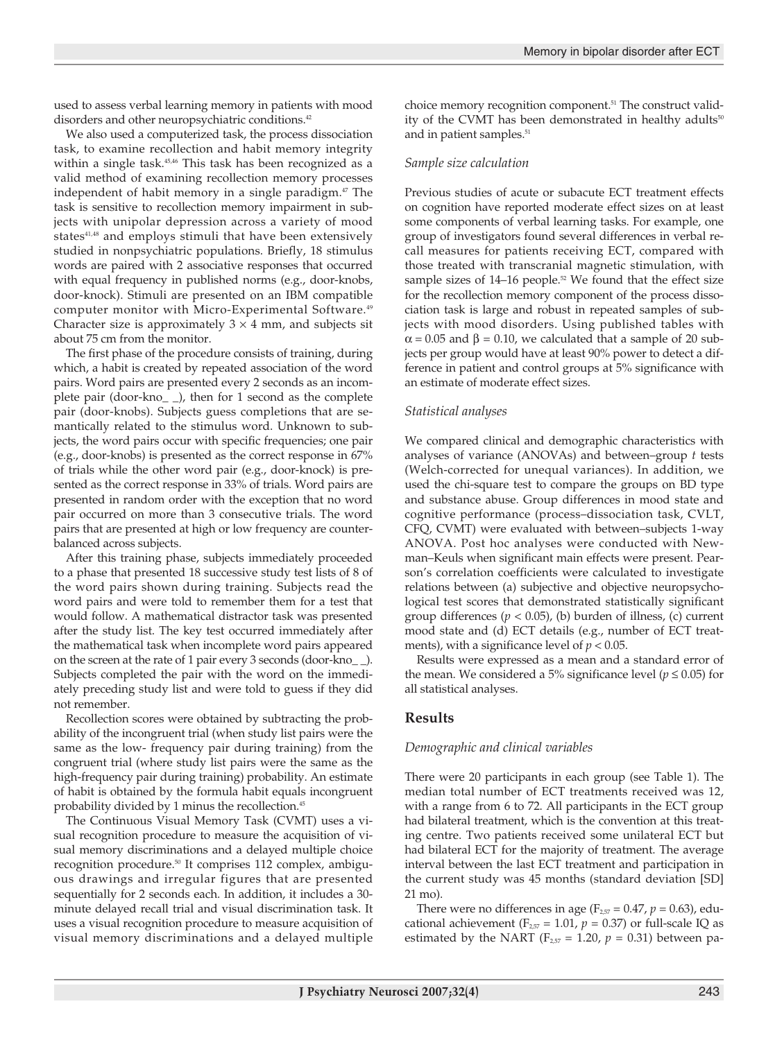used to assess verbal learning memory in patients with mood disorders and other neuropsychiatric conditions.[42]

We also used a computerized task, the process dissociation task, to examine recollection and habit memory integrity within a single task.[45,46] This task has been recognized as a valid method of examining recollection memory processes independent of habit memory in a single paradigm.[47] The task is sensitive to recollection memory impairment in subjects with unipolar depression across a variety of mood states[41,48] and employs stimuli that have been extensively studied in nonpsychiatric populations. Briefly, 18 stimulus words are paired with 2 associative responses that occurred with equal frequency in published norms (e.g., door-knobs, door-knock). Stimuli are presented on an IBM compatible computer monitor with Micro-Experimental Software.[49] Character size is approximately $3 \times 4$ mm, and subjects sit about 75 cm from the monitor.

The first phase of the procedure consists of training, during which, a habit is created by repeated association of the word pairs. Word pairs are presented every 2 seconds as an incomplete pair (door-kno_ _), then for 1 second as the complete pair (door-knobs). Subjects guess completions that are semantically related to the stimulus word. Unknown to subjects, the word pairs occur with specific frequencies; one pair (e.g., door-knobs) is presented as the correct response in 67% of trials while the other word pair (e.g., door-knock) is presented as the correct response in 33% of trials. Word pairs are presented in random order with the exception that no word pair occurred on more than 3 consecutive trials. The word pairs that are presented at high or low frequency are counterbalanced across subjects.

After this training phase, subjects immediately proceeded to a phase that presented 18 successive study test lists of 8 of the word pairs shown during training. Subjects read the word pairs and were told to remember them for a test that would follow. A mathematical distractor task was presented after the study list. The key test occurred immediately after the mathematical task when incomplete word pairs appeared on the screen at the rate of 1 pair every 3 seconds (door-kno_ _). Subjects completed the pair with the word on the immediately preceding study list and were told to guess if they did not remember.

Recollection scores were obtained by subtracting the probability of the incongruent trial (when study list pairs were the same as the low- frequency pair during training) from the congruent trial (where study list pairs were the same as the high-frequency pair during training) probability. An estimate of habit is obtained by the formula habit equals incongruent probability divided by 1 minus the recollection.[45]

The Continuous Visual Memory Task (CVMT) uses a visual recognition procedure to measure the acquisition of visual memory discriminations and a delayed multiple choice recognition procedure.[50] It comprises 112 complex, ambiguous drawings and irregular figures that are presented sequentially for 2 seconds each. In addition, it includes a 30-minute delayed recall trial and visual discrimination task. It uses a visual recognition procedure to measure acquisition of visual memory discriminations and a delayed multiple choice memory recognition component.[51] The construct validity of the CVMT has been demonstrated in healthy adults[50] and in patient samples.[51]

### *Sample size calculation*

Previous studies of acute or subacute ECT treatment effects on cognition have reported moderate effect sizes on at least some components of verbal learning tasks. For example, one group of investigators found several differences in verbal recall measures for patients receiving ECT, compared with those treated with transcranial magnetic stimulation, with sample sizes of 14–16 people.[52] We found that the effect size for the recollection memory component of the process dissociation task is large and robust in repeated samples of subjects with mood disorders. Using published tables with $\alpha = 0.05$ and $\beta = 0.10$, we calculated that a sample of 20 subjects per group would have at least 90% power to detect a difference in patient and control groups at 5% significance with an estimate of moderate effect sizes.

### *Statistical analyses*

We compared clinical and demographic characteristics with analyses of variance (ANOVAs) and between–group *t* tests (Welch-corrected for unequal variances). In addition, we used the chi-square test to compare the groups on BD type and substance abuse. Group differences in mood state and cognitive performance (process–dissociation task, CVLT, CFQ, CVMT) were evaluated with between–subjects 1-way ANOVA. Post hoc analyses were conducted with Newman–Keuls when significant main effects were present. Pearson's correlation coefficients were calculated to investigate relations between (a) subjective and objective neuropsychological test scores that demonstrated statistically significant group differences ($p < 0.05$), (b) burden of illness, (c) current mood state and (d) ECT details (e.g., number of ECT treatments), with a significance level of $p < 0.05$.

Results were expressed as a mean and a standard error of the mean. We considered a 5% significance level ($p \le 0.05$) for all statistical analyses.

## Results

### *Demographic and clinical variables*

There were 20 participants in each group (see Table 1). The median total number of ECT treatments received was 12, with a range from 6 to 72. All participants in the ECT group had bilateral treatment, which is the convention at this treating centre. Two patients received some unilateral ECT but had bilateral ECT for the majority of treatment. The average interval between the last ECT treatment and participation in the current study was 45 months (standard deviation [SD] 21 mo).

There were no differences in age ($F_{2,57} = 0.47$, $p = 0.63$), educational achievement ($F_{2,57} = 1.01$, $p = 0.37$) or full-scale IQ as estimated by the NART ($F_{2,57} = 1.20$, $p = 0.31$) between pa-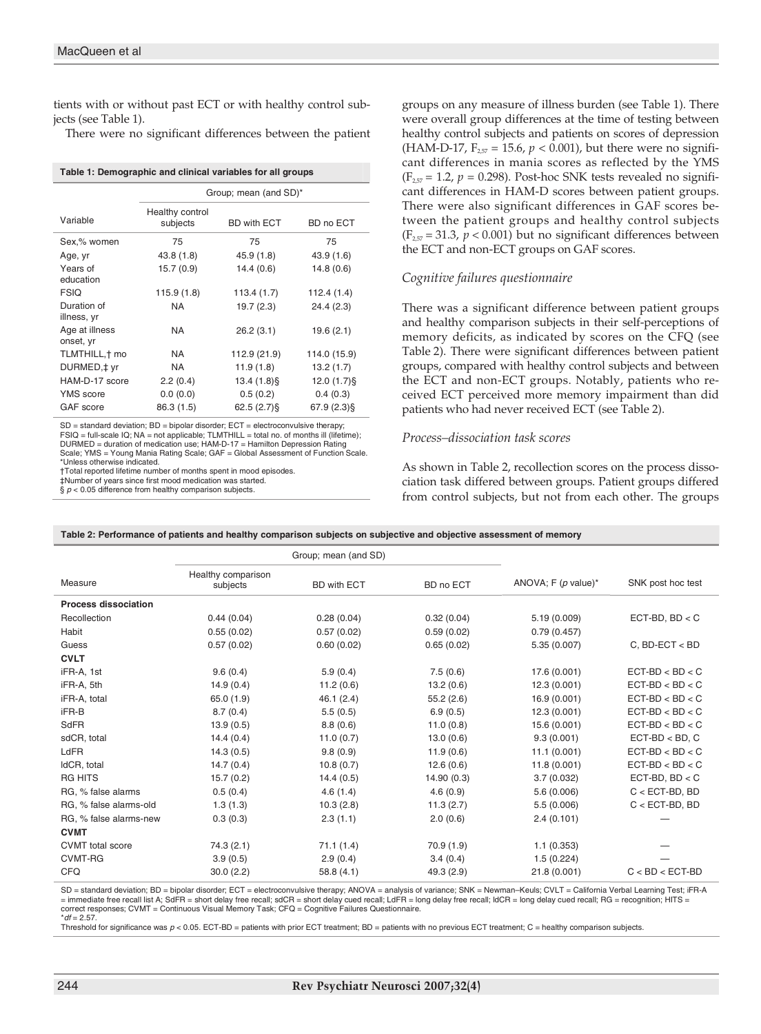tients with or without past ECT or with healthy control subjects (see Table 1).

There were no significant differences between the patient groups on any measure of illness burden (see Table 1). There were overall group differences at the time of testing between healthy control subjects and patients on scores of depression (HAM-D-17, $F_{2,57} = 15.6$, $p < 0.001$), but there were no significant differences in mania scores as reflected by the YMS ($F_{2,57} = 1.2$, $p = 0.298$). Post-hoc SNK tests revealed no significant differences in HAM-D scores between patient groups. There were also significant differences in GAF scores between the patient groups and healthy control subjects ($F_{2,57} = 31.3$, $p < 0.001$) but no significant differences between the ECT and non-ECT groups on GAF scores.

**Table 1: Demographic and clinical variables for all groups**

| Variable | Group; mean (and SD)* | | |
|---|---|---|---|
| | Healthy control subjects | BD with ECT | BD no ECT |
| Sex,% women | 75 | 75 | 75 |
| Age, yr | 43.8 (1.8) | 45.9 (1.8) | 43.9 (1.6) |
| Years of education | 15.7 (0.9) | 14.4 (0.6) | 14.8 (0.6) |
| FSIQ | 115.9 (1.8) | 113.4 (1.7) | 112.4 (1.4) |
| Duration of illness, yr | NA | 19.7 (2.3) | 24.4 (2.3) |
| Age at illness onset, yr | NA | 26.2 (3.1) | 19.6 (2.1) |
| TLMTHILL,† mo | NA | 112.9 (21.9) | 114.0 (15.9) |
| DURMED,‡ yr | NA | 11.9 (1.8) | 13.2 (1.7) |
| HAM-D-17 score | 2.2 (0.4) | 13.4 (1.8)§ | 12.0 (1.7)§ |
| YMS score | 0.0 (0.0) | 0.5 (0.2) | 0.4 (0.3) |
| GAF score | 86.3 (1.5) | 62.5 (2.7)§ | 67.9 (2.3)§ |

SD = standard deviation; BD = bipolar disorder; ECT = electroconvulsive therapy; FSIQ = full-scale IQ; NA = not applicable; TLMTHILL = total no. of months ill (lifetime); DURMED = duration of medication use; HAM-D-17 = Hamilton Depression Rating Scale; YMS = Young Mania Rating Scale; GAF = Global Assessment of Function Scale.
*Unless otherwise indicated.
†Total reported lifetime number of months spent in mood episodes.
‡Number of years since first mood medication was started.
§ $p < 0.05$ difference from healthy comparison subjects.

### *Cognitive failures questionnaire*

There was a significant difference between patient groups and healthy comparison subjects in their self-perceptions of memory deficits, as indicated by scores on the CFQ (see Table 2). There were significant differences between patient groups, compared with healthy control subjects and between the ECT and non-ECT groups. Notably, patients who received ECT perceived more memory impairment than did patients who had never received ECT (see Table 2).

### *Process–dissociation task scores*

As shown in Table 2, recollection scores on the process dissociation task differed between groups. Patient groups differed from control subjects, but not from each other. The groups

**Table 2: Performance of patients and healthy comparison subjects on subjective and objective assessment of memory**

| Measure | Group; mean (and SD) | | | ANOVA; F (*p* value)* | SNK post hoc test |
|---|---|---|---|---|---|
| | Healthy comparison subjects | BD with ECT | BD no ECT | | |
| **Process dissociation** | | | | | |
| Recollection | 0.44 (0.04) | 0.28 (0.04) | 0.32 (0.04) | 5.19 (0.009) | ECT-BD, BD < C |
| Habit | 0.55 (0.02) | 0.57 (0.02) | 0.59 (0.02) | 0.79 (0.457) | |
| Guess | 0.57 (0.02) | 0.60 (0.02) | 0.65 (0.02) | 5.35 (0.007) | C, BD-ECT < BD |
| **CVLT** | | | | | |
| iFR-A, 1st | 9.6 (0.4) | 5.9 (0.4) | 7.5 (0.6) | 17.6 (0.001) | ECT-BD < BD < C |
| iFR-A, 5th | 14.9 (0.4) | 11.2 (0.6) | 13.2 (0.6) | 12.3 (0.001) | ECT-BD < BD < C |
| iFR-A, total | 65.0 (1.9) | 46.1 (2.4) | 55.2 (2.6) | 16.9 (0.001) | ECT-BD < BD < C |
| iFR-B | 8.7 (0.4) | 5.5 (0.5) | 6.9 (0.5) | 12.3 (0.001) | ECT-BD < BD < C |
| SdFR | 13.9 (0.5) | 8.8 (0.6) | 11.0 (0.8) | 15.6 (0.001) | ECT-BD < BD < C |
| sdCR, total | 14.4 (0.4) | 11.0 (0.7) | 13.0 (0.6) | 9.3 (0.001) | ECT-BD < BD, C |
| LdFR | 14.3 (0.5) | 9.8 (0.9) | 11.9 (0.6) | 11.1 (0.001) | ECT-BD < BD < C |
| ldCR, total | 14.7 (0.4) | 10.8 (0.7) | 12.6 (0.6) | 11.8 (0.001) | ECT-BD < BD < C |
| RG HITS | 15.7 (0.2) | 14.4 (0.5) | 14.90 (0.3) | 3.7 (0.032) | ECT-BD, BD < C |
| RG, % false alarms | 0.5 (0.4) | 4.6 (1.4) | 4.6 (0.9) | 5.6 (0.006) | C < ECT-BD, BD |
| RG, % false alarms-old | 1.3 (1.3) | 10.3 (2.8) | 11.3 (2.7) | 5.5 (0.006) | C < ECT-BD, BD |
| RG, % false alarms-new | 0.3 (0.3) | 2.3 (1.1) | 2.0 (0.6) | 2.4 (0.101) | — |
| **CVMT** | | | | | |
| CVMT total score | 74.3 (2.1) | 71.1 (1.4) | 70.9 (1.9) | 1.1 (0.353) | — |
| CVMT-RG | 3.9 (0.5) | 2.9 (0.4) | 3.4 (0.4) | 1.5 (0.224) | — |
| CFQ | 30.0 (2.2) | 58.8 (4.1) | 49.3 (2.9) | 21.8 (0.001) | C < BD < ECT-BD |

SD = standard deviation; BD = bipolar disorder; ECT = electroconvulsive therapy; ANOVA = analysis of variance; SNK = Newman–Keuls; CVLT = California Verbal Learning Test; iFR-A = immediate free recall list A; SdFR = short delay free recall; sdCR = short delay cued recall; LdFR = long delay free recall; ldCR = long delay cued recall; RG = recognition; HITS = correct responses; CVMT = Continuous Visual Memory Task; CFQ = Cognitive Failures Questionnaire.
**df* = 2.57.
Threshold for significance was $p < 0.05$. ECT-BD = patients with prior ECT treatment; BD = patients with no previous ECT treatment; C = healthy comparison subjects.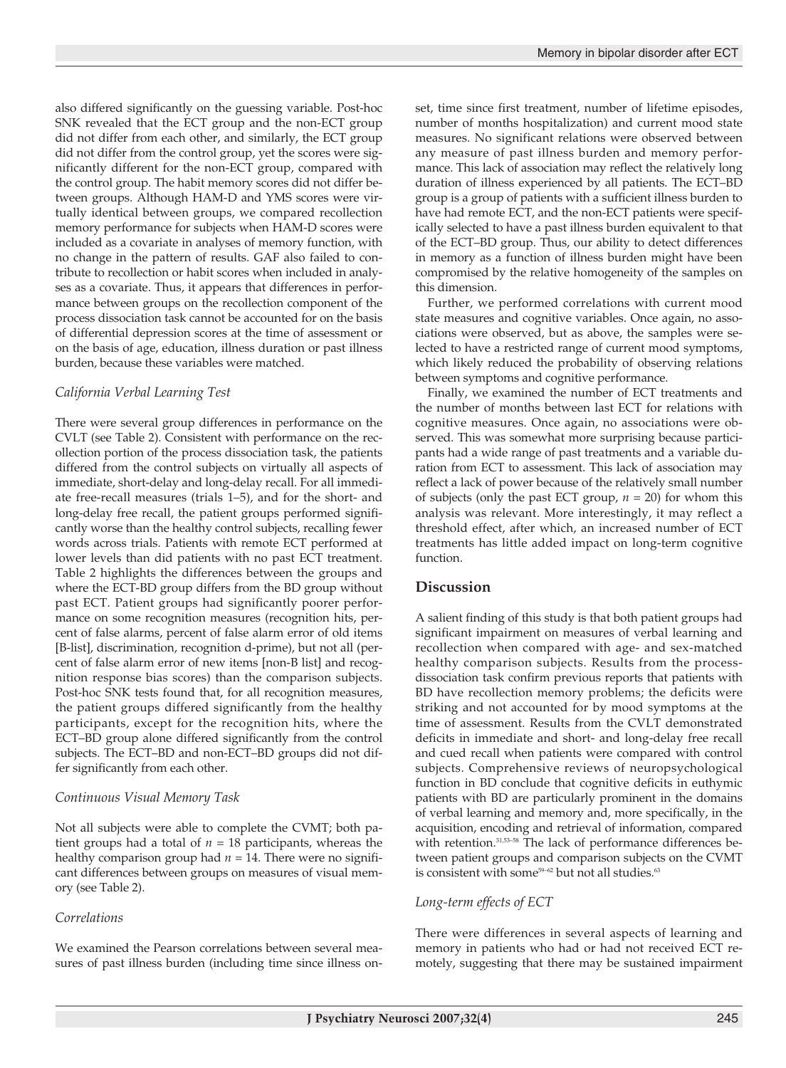also differed significantly on the guessing variable. Post-hoc SNK revealed that the ECT group and the non-ECT group did not differ from each other, and similarly, the ECT group did not differ from the control group, yet the scores were significantly different for the non-ECT group, compared with the control group. The habit memory scores did not differ between groups. Although HAM-D and YMS scores were virtually identical between groups, we compared recollection memory performance for subjects when HAM-D scores were included as a covariate in analyses of memory function, with no change in the pattern of results. GAF also failed to contribute to recollection or habit scores when included in analyses as a covariate. Thus, it appears that differences in performance between groups on the recollection component of the process dissociation task cannot be accounted for on the basis of differential depression scores at the time of assessment or on the basis of age, education, illness duration or past illness burden, because these variables were matched.

### *California Verbal Learning Test*

There were several group differences in performance on the CVLT (see Table 2). Consistent with performance on the recollection portion of the process dissociation task, the patients differed from the control subjects on virtually all aspects of immediate, short-delay and long-delay recall. For all immediate free-recall measures (trials 1–5), and for the short- and long-delay free recall, the patient groups performed significantly worse than the healthy control subjects, recalling fewer words across trials. Patients with remote ECT performed at lower levels than did patients with no past ECT treatment. Table 2 highlights the differences between the groups and where the ECT-BD group differs from the BD group without past ECT. Patient groups had significantly poorer performance on some recognition measures (recognition hits, percent of false alarms, percent of false alarm error of old items [B-list], discrimination, recognition d-prime), but not all (percent of false alarm error of new items [non-B list] and recognition response bias scores) than the comparison subjects. Post-hoc SNK tests found that, for all recognition measures, the patient groups differed significantly from the healthy participants, except for the recognition hits, where the ECT–BD group alone differed significantly from the control subjects. The ECT–BD and non-ECT–BD groups did not differ significantly from each other.

### *Continuous Visual Memory Task*

Not all subjects were able to complete the CVMT; both patient groups had a total of $n = 18$ participants, whereas the healthy comparison group had $n = 14$. There were no significant differences between groups on measures of visual memory (see Table 2).

### *Correlations*

We examined the Pearson correlations between several measures of past illness burden (including time since illness onset, time since first treatment, number of lifetime episodes, number of months hospitalization) and current mood state measures. No significant relations were observed between any measure of past illness burden and memory performance. This lack of association may reflect the relatively long duration of illness experienced by all patients. The ECT–BD group is a group of patients with a sufficient illness burden to have had remote ECT, and the non-ECT patients were specifically selected to have a past illness burden equivalent to that of the ECT–BD group. Thus, our ability to detect differences in memory as a function of illness burden might have been compromised by the relative homogeneity of the samples on this dimension.

Further, we performed correlations with current mood state measures and cognitive variables. Once again, no associations were observed, but as above, the samples were selected to have a restricted range of current mood symptoms, which likely reduced the probability of observing relations between symptoms and cognitive performance.

Finally, we examined the number of ECT treatments and the number of months between last ECT for relations with cognitive measures. Once again, no associations were observed. This was somewhat more surprising because participants had a wide range of past treatments and a variable duration from ECT to assessment. This lack of association may reflect a lack of power because of the relatively small number of subjects (only the past ECT group, $n = 20$) for whom this analysis was relevant. More interestingly, it may reflect a threshold effect, after which, an increased number of ECT treatments has little added impact on long-term cognitive function.

## Discussion

A salient finding of this study is that both patient groups had significant impairment on measures of verbal learning and recollection when compared with age- and sex-matched healthy comparison subjects. Results from the process-dissociation task confirm previous reports that patients with BD have recollection memory problems; the deficits were striking and not accounted for by mood symptoms at the time of assessment. Results from the CVLT demonstrated deficits in immediate and short- and long-delay free recall and cued recall when patients were compared with control subjects. Comprehensive reviews of neuropsychological function in BD conclude that cognitive deficits in euthymic patients with BD are particularly prominent in the domains of verbal learning and memory and, more specifically, in the acquisition, encoding and retrieval of information, compared with retention.[31,53–58] The lack of performance differences between patient groups and comparison subjects on the CVMT is consistent with some[59–62] but not all studies.[63]

### *Long-term effects of ECT*

There were differences in several aspects of learning and memory in patients who had or had not received ECT remotely, suggesting that there may be sustained impairment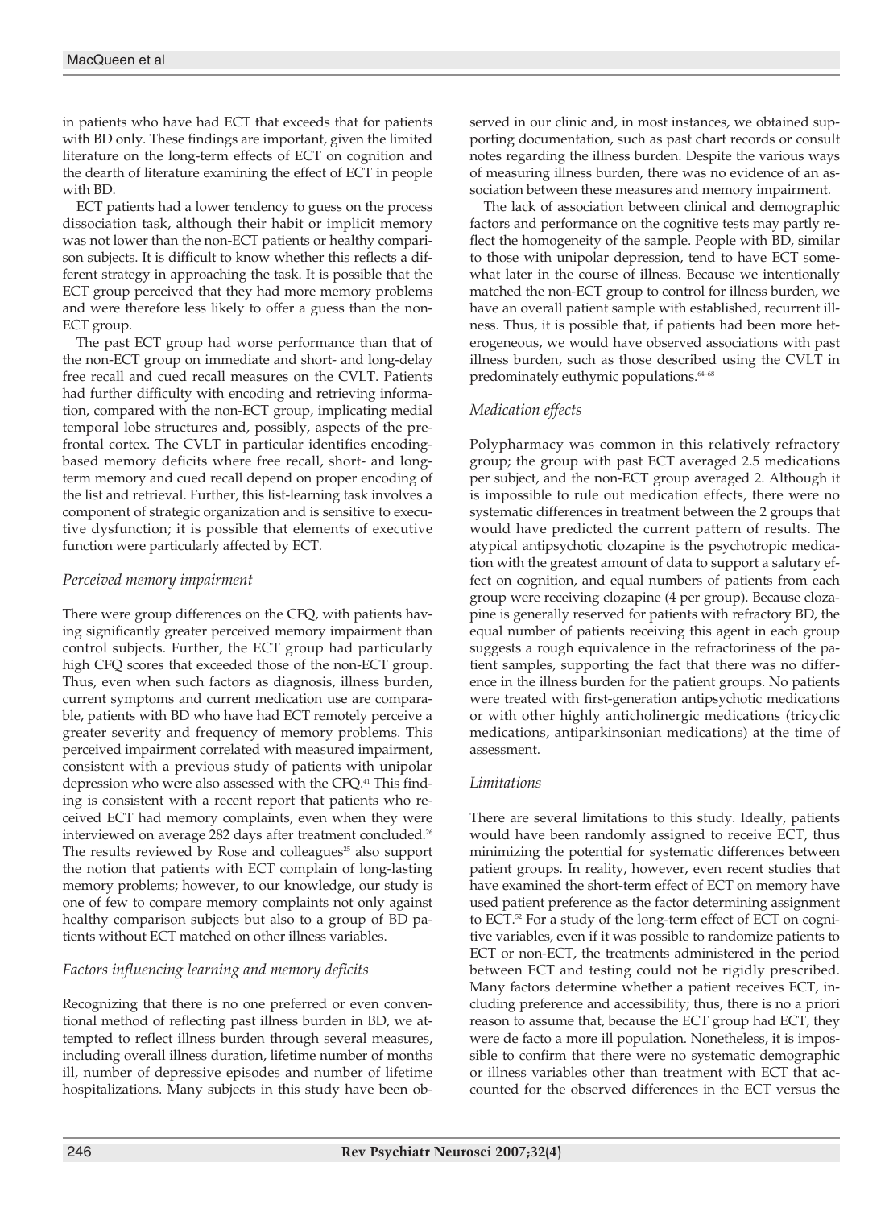in patients who have had ECT that exceeds that for patients with BD only. These findings are important, given the limited literature on the long-term effects of ECT on cognition and the dearth of literature examining the effect of ECT in people with BD.

ECT patients had a lower tendency to guess on the process dissociation task, although their habit or implicit memory was not lower than the non-ECT patients or healthy comparison subjects. It is difficult to know whether this reflects a different strategy in approaching the task. It is possible that the ECT group perceived that they had more memory problems and were therefore less likely to offer a guess than the non-ECT group.

The past ECT group had worse performance than that of the non-ECT group on immediate and short- and long-delay free recall and cued recall measures on the CVLT. Patients had further difficulty with encoding and retrieving information, compared with the non-ECT group, implicating medial temporal lobe structures and, possibly, aspects of the prefrontal cortex. The CVLT in particular identifies encoding-based memory deficits where free recall, short- and long-term memory and cued recall depend on proper encoding of the list and retrieval. Further, this list-learning task involves a component of strategic organization and is sensitive to executive dysfunction; it is possible that elements of executive function were particularly affected by ECT.

### *Perceived memory impairment*

There were group differences on the CFQ, with patients having significantly greater perceived memory impairment than control subjects. Further, the ECT group had particularly high CFQ scores that exceeded those of the non-ECT group. Thus, even when such factors as diagnosis, illness burden, current symptoms and current medication use are comparable, patients with BD who have had ECT remotely perceive a greater severity and frequency of memory problems. This perceived impairment correlated with measured impairment, consistent with a previous study of patients with unipolar depression who were also assessed with the CFQ.[41] This finding is consistent with a recent report that patients who received ECT had memory complaints, even when they were interviewed on average 282 days after treatment concluded.[26] The results reviewed by Rose and colleagues[25] also support the notion that patients with ECT complain of long-lasting memory problems; however, to our knowledge, our study is one of few to compare memory complaints not only against healthy comparison subjects but also to a group of BD patients without ECT matched on other illness variables.

### *Factors influencing learning and memory deficits*

Recognizing that there is no one preferred or even conventional method of reflecting past illness burden in BD, we attempted to reflect illness burden through several measures, including overall illness duration, lifetime number of months ill, number of depressive episodes and number of lifetime hospitalizations. Many subjects in this study have been observed in our clinic and, in most instances, we obtained supporting documentation, such as past chart records or consult notes regarding the illness burden. Despite the various ways of measuring illness burden, there was no evidence of an association between these measures and memory impairment.

The lack of association between clinical and demographic factors and performance on the cognitive tests may partly reflect the homogeneity of the sample. People with BD, similar to those with unipolar depression, tend to have ECT somewhat later in the course of illness. Because we intentionally matched the non-ECT group to control for illness burden, we have an overall patient sample with established, recurrent illness. Thus, it is possible that, if patients had been more heterogeneous, we would have observed associations with past illness burden, such as those described using the CVLT in predominately euthymic populations.[64–68]

### *Medication effects*

Polypharmacy was common in this relatively refractory group; the group with past ECT averaged 2.5 medications per subject, and the non-ECT group averaged 2. Although it is impossible to rule out medication effects, there were no systematic differences in treatment between the 2 groups that would have predicted the current pattern of results. The atypical antipsychotic clozapine is the psychotropic medication with the greatest amount of data to support a salutary effect on cognition, and equal numbers of patients from each group were receiving clozapine (4 per group). Because clozapine is generally reserved for patients with refractory BD, the equal number of patients receiving this agent in each group suggests a rough equivalence in the refractoriness of the patient samples, supporting the fact that there was no difference in the illness burden for the patient groups. No patients were treated with first-generation antipsychotic medications or with other highly anticholinergic medications (tricyclic medications, antiparkinsonian medications) at the time of assessment.

### *Limitations*

There are several limitations to this study. Ideally, patients would have been randomly assigned to receive ECT, thus minimizing the potential for systematic differences between patient groups. In reality, however, even recent studies that have examined the short-term effect of ECT on memory have used patient preference as the factor determining assignment to ECT.[52] For a study of the long-term effect of ECT on cognitive variables, even if it was possible to randomize patients to ECT or non-ECT, the treatments administered in the period between ECT and testing could not be rigidly prescribed. Many factors determine whether a patient receives ECT, including preference and accessibility; thus, there is no a priori reason to assume that, because the ECT group had ECT, they were de facto a more ill population. Nonetheless, it is impossible to confirm that there were no systematic demographic or illness variables other than treatment with ECT that accounted for the observed differences in the ECT versus the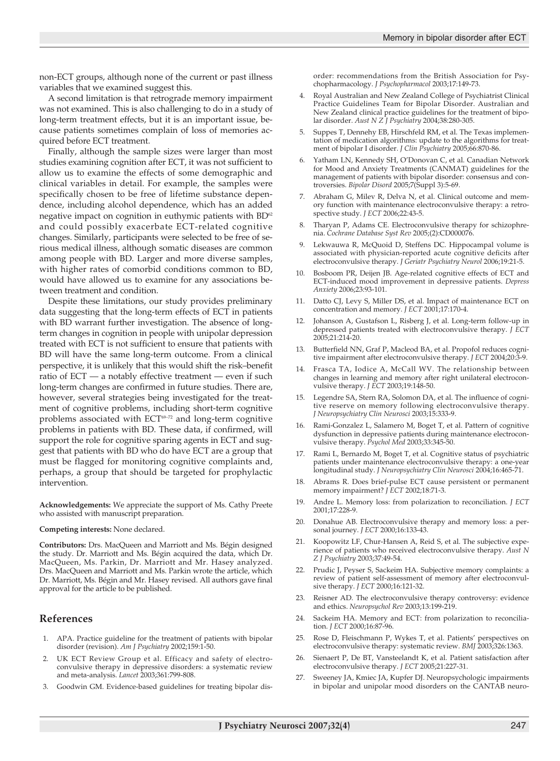non-ECT groups, although none of the current or past illness variables that we examined suggest this.

A second limitation is that retrograde memory impairment was not examined. This is also challenging to do in a study of long-term treatment effects, but it is an important issue, because patients sometimes complain of loss of memories acquired before ECT treatment.

Finally, although the sample sizes were larger than most studies examining cognition after ECT, it was not sufficient to allow us to examine the effects of some demographic and clinical variables in detail. For example, the samples were specifically chosen to be free of lifetime substance dependence, including alcohol dependence, which has an added negative impact on cognition in euthymic patients with BD[62] and could possibly exacerbate ECT-related cognitive changes. Similarly, participants were selected to be free of serious medical illness, although somatic diseases are common among people with BD. Larger and more diverse samples, with higher rates of comorbid conditions common to BD, would have allowed us to examine for any associations between treatment and condition.

Despite these limitations, our study provides preliminary data suggesting that the long-term effects of ECT in patients with BD warrant further investigation. The absence of long-term changes in cognition in people with unipolar depression treated with ECT is not sufficient to ensure that patients with BD will have the same long-term outcome. From a clinical perspective, it is unlikely that this would shift the risk–benefit ratio of ECT — a notably effective treatment — even if such long-term changes are confirmed in future studies. There are, however, several strategies being investigated for the treatment of cognitive problems, including short-term cognitive problems associated with ECT[69–72] and long-term cognitive problems in patients with BD. These data, if confirmed, will support the role for cognitive sparing agents in ECT and suggest that patients with BD who do have ECT are a group that must be flagged for monitoring cognitive complaints and, perhaps, a group that should be targeted for prophylactic intervention.

**Acknowledgements:** We appreciate the support of Ms. Cathy Preete who assisted with manuscript preparation.

**Competing interests:** None declared.

**Contributors:** Drs. MacQueen and Marriott and Ms. Bégin designed the study. Dr. Marriott and Ms. Bégin acquired the data, which Dr. MacQueen, Ms. Parkin, Dr. Marriott and Mr. Hasey analyzed. Drs. MacQueen and Marriott and Ms. Parkin wrote the article, which Dr. Marriott, Ms. Bégin and Mr. Hasey revised. All authors gave final approval for the article to be published.

## References

1. APA. Practice guideline for the treatment of patients with bipolar disorder (revision). *Am J Psychiatry* 2002;159:1-50.
2. UK ECT Review Group et al. Efficacy and safety of electroconvulsive therapy in depressive disorders: a systematic review and meta-analysis. *Lancet* 2003;361:799-808.
3. Goodwin GM. Evidence-based guidelines for treating bipolar disorder: recommendations from the British Association for Psychopharmacology. *J Psychopharmacol* 2003;17:149-73.
4. Royal Australian and New Zealand College of Psychiatrist Clinical Practice Guidelines Team for Bipolar Disorder. Australian and New Zealand clinical practice guidelines for the treatment of bipolar disorder. *Aust N Z J Psychiatry* 2004;38:280-305.
5. Suppes T, Dennehy EB, Hirschfeld RM, et al. The Texas implementation of medication algorithms: update to the algorithms for treatment of bipolar I disorder. *J Clin Psychiatry* 2005;66:870-86.
6. Yatham LN, Kennedy SH, O'Donovan C, et al. Canadian Network for Mood and Anxiety Treatments (CANMAT) guidelines for the management of patients with bipolar disorder: consensus and controversies. *Bipolar Disord* 2005;7(Suppl 3):5-69.
7. Abraham G, Milev R, Delva N, et al. Clinical outcome and memory function with maintenance electroconvulsive therapy: a retrospective study. *J ECT* 2006;22:43-5.
8. Tharyan P, Adams CE. Electroconvulsive therapy for schizophrenia. *Cochrane Database Syst Rev* 2005;(2):CD000076.
9. Lekwauwa R, McQuoid D, Steffens DC. Hippocampal volume is associated with physician-reported acute cognitive deficits after electroconvulsive therapy. *J Geriatr Psychiatry Neurol* 2006;19:21-5.
10. Bosboom PR, Deijen JB. Age-related cognitive effects of ECT and ECT-induced mood improvement in depressive patients. *Depress Anxiety* 2006;23:93-101.
11. Datto CJ, Levy S, Miller DS, et al. Impact of maintenance ECT on concentration and memory. *J ECT* 2001;17:170-4.
12. Johanson A, Gustafson L, Risberg J, et al. Long-term follow-up in depressed patients treated with electroconvulsive therapy. *J ECT* 2005;21:214-20.
13. Butterfield NN, Graf P, Macleod BA, et al. Propofol reduces cognitive impairment after electroconvulsive therapy. *J ECT* 2004;20:3-9.
14. Frasca TA, Iodice A, McCall WV. The relationship between changes in learning and memory after right unilateral electroconvulsive therapy. *J ECT* 2003;19:148-50.
15. Legendre SA, Stern RA, Solomon DA, et al. The influence of cognitive reserve on memory following electroconvulsive therapy. *J Neuropsychiatry Clin Neurosci* 2003;15:333-9.
16. Rami-Gonzalez L, Salamero M, Boget T, et al. Pattern of cognitive dysfunction in depressive patients during maintenance electroconvulsive therapy. *Psychol Med* 2003;33:345-50.
17. Rami L, Bernardo M, Boget T, et al. Cognitive status of psychiatric patients under maintenance electroconvulsive therapy: a one-year longitudinal study. *J Neuropsychiatry Clin Neurosci* 2004;16:465-71.
18. Abrams R. Does brief-pulse ECT cause persistent or permanent memory impairment? *J ECT* 2002;18:71-3.
19. Andre L. Memory loss: from polarization to reconciliation. *J ECT* 2001;17:228-9.
20. Donahue AB. Electroconvulsive therapy and memory loss: a personal journey. *J ECT* 2000;16:133-43.
21. Koopowitz LF, Chur-Hansen A, Reid S, et al. The subjective experience of patients who received electroconvulsive therapy. *Aust N Z J Psychiatry* 2003;37:49-54.
22. Prudic J, Peyser S, Sackeim HA. Subjective memory complaints: a review of patient self-assessment of memory after electroconvulsive therapy. *J ECT* 2000;16:121-32.
23. Reisner AD. The electroconvulsive therapy controversy: evidence and ethics. *Neuropsychol Rev* 2003;13:199-219.
24. Sackeim HA. Memory and ECT: from polarization to reconciliation. *J ECT* 2000;16:87-96.
25. Rose D, Fleischmann P, Wykes T, et al. Patients' perspectives on electroconvulsive therapy: systematic review. *BMJ* 2003;326:1363.
26. Sienaert P, De BT, Vansteelandt K, et al. Patient satisfaction after electroconvulsive therapy. *J ECT* 2005;21:227-31.
27. Sweeney JA, Kmiec JA, Kupfer DJ. Neuropsychologic impairments in bipolar and unipolar mood disorders on the CANTAB neuro-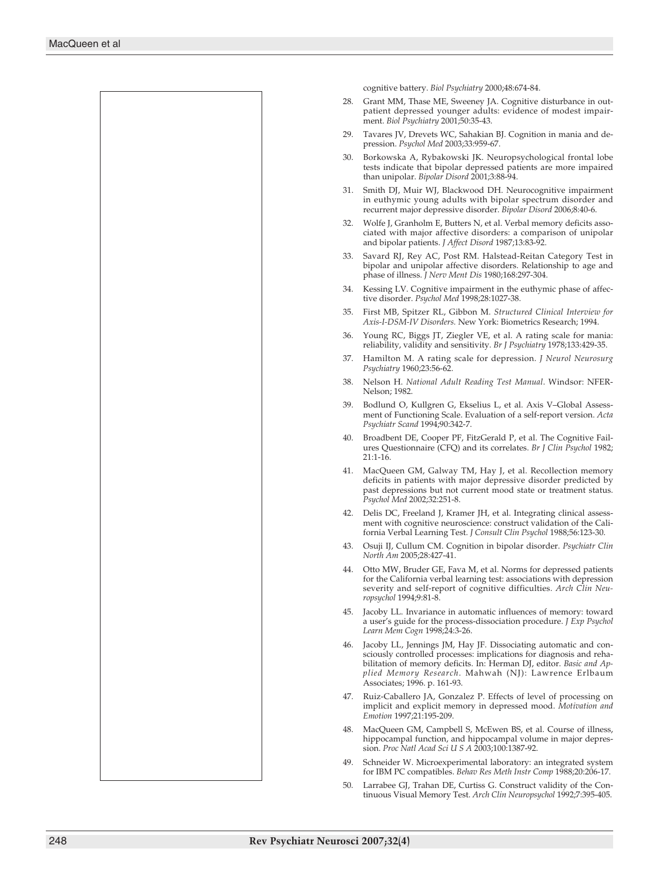cognitive battery. *Biol Psychiatry* 2000;48:674-84.

28. Grant MM, Thase ME, Sweeney JA. Cognitive disturbance in outpatient depressed younger adults: evidence of modest impairment. *Biol Psychiatry* 2001;50:35-43.
29. Tavares JV, Drevets WC, Sahakian BJ. Cognition in mania and depression. *Psychol Med* 2003;33:959-67.
30. Borkowska A, Rybakowski JK. Neuropsychological frontal lobe tests indicate that bipolar depressed patients are more impaired than unipolar. *Bipolar Disord* 2001;3:88-94.
31. Smith DJ, Muir WJ, Blackwood DH. Neurocognitive impairment in euthymic young adults with bipolar spectrum disorder and recurrent major depressive disorder. *Bipolar Disord* 2006;8:40-6.
32. Wolfe J, Granholm E, Butters N, et al. Verbal memory deficits associated with major affective disorders: a comparison of unipolar and bipolar patients. *J Affect Disord* 1987;13:83-92.
33. Savard RJ, Rey AC, Post RM. Halstead-Reitan Category Test in bipolar and unipolar affective disorders. Relationship to age and phase of illness. *J Nerv Ment Dis* 1980;168:297-304.
34. Kessing LV. Cognitive impairment in the euthymic phase of affective disorder. *Psychol Med* 1998;28:1027-38.
35. First MB, Spitzer RL, Gibbon M. *Structured Clinical Interview for Axis-I-DSM-IV Disorders.* New York: Biometrics Research; 1994.
36. Young RC, Biggs JT, Ziegler VE, et al. A rating scale for mania: reliability, validity and sensitivity. *Br J Psychiatry* 1978;133:429-35.
37. Hamilton M. A rating scale for depression. *J Neurol Neurosurg Psychiatry* 1960;23:56-62.
38. Nelson H. *National Adult Reading Test Manual*. Windsor: NFER-Nelson; 1982.
39. Bodlund O, Kullgren G, Ekselius L, et al. Axis V–Global Assessment of Functioning Scale. Evaluation of a self-report version. *Acta Psychiatr Scand* 1994;90:342-7.
40. Broadbent DE, Cooper PF, FitzGerald P, et al. The Cognitive Failures Questionnaire (CFQ) and its correlates. *Br J Clin Psychol* 1982; 21:1-16.
41. MacQueen GM, Galway TM, Hay J, et al. Recollection memory deficits in patients with major depressive disorder predicted by past depressions but not current mood state or treatment status. *Psychol Med* 2002;32:251-8.
42. Delis DC, Freeland J, Kramer JH, et al. Integrating clinical assessment with cognitive neuroscience: construct validation of the California Verbal Learning Test. *J Consult Clin Psychol* 1988;56:123-30.
43. Osuji IJ, Cullum CM. Cognition in bipolar disorder. *Psychiatr Clin North Am* 2005;28:427-41.
44. Otto MW, Bruder GE, Fava M, et al. Norms for depressed patients for the California verbal learning test: associations with depression severity and self-report of cognitive difficulties. *Arch Clin Neuropsychol* 1994;9:81-8.
45. Jacoby LL. Invariance in automatic influences of memory: toward a user's guide for the process-dissociation procedure. *J Exp Psychol Learn Mem Cogn* 1998;24:3-26.
46. Jacoby LL, Jennings JM, Hay JF. Dissociating automatic and consciously controlled processes: implications for diagnosis and rehabilitation of memory deficits. In: Herman DJ, editor. *Basic and Applied Memory Research*. Mahwah (NJ): Lawrence Erlbaum Associates; 1996. p. 161-93.
47. Ruiz-Caballero JA, Gonzalez P. Effects of level of processing on implicit and explicit memory in depressed mood. *Motivation and Emotion* 1997;21:195-209.
48. MacQueen GM, Campbell S, McEwen BS, et al. Course of illness, hippocampal function, and hippocampal volume in major depression. *Proc Natl Acad Sci U S A* 2003;100:1387-92.
49. Schneider W. Microexperimental laboratory: an integrated system for IBM PC compatibles. *Behav Res Meth Instr Comp* 1988;20:206-17.
50. Larrabee GJ, Trahan DE, Curtiss G. Construct validity of the Continuous Visual Memory Test. *Arch Clin Neuropsychol* 1992;7:395-405.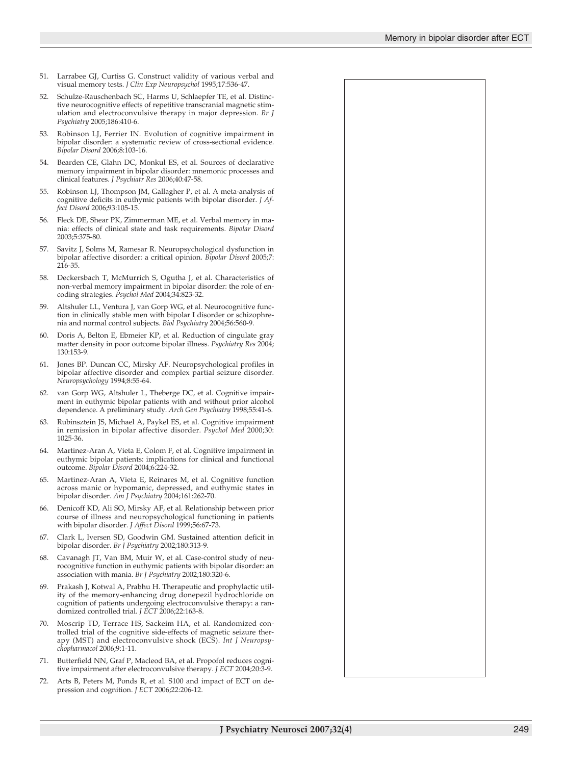51. Larrabee GJ, Curtiss G. Construct validity of various verbal and visual memory tests. *J Clin Exp Neuropsychol* 1995;17:536-47.
52. Schulze-Rauschenbach SC, Harms U, Schlaepfer TE, et al. Distinctive neurocognitive effects of repetitive transcranial magnetic stimulation and electroconvulsive therapy in major depression. *Br J Psychiatry* 2005;186:410-6.
53. Robinson LJ, Ferrier IN. Evolution of cognitive impairment in bipolar disorder: a systematic review of cross-sectional evidence. *Bipolar Disord* 2006;8:103-16.
54. Bearden CE, Glahn DC, Monkul ES, et al. Sources of declarative memory impairment in bipolar disorder: mnemonic processes and clinical features. *J Psychiatr Res* 2006;40:47-58.
55. Robinson LJ, Thompson JM, Gallagher P, et al. A meta-analysis of cognitive deficits in euthymic patients with bipolar disorder. *J Affect Disord* 2006;93:105-15.
56. Fleck DE, Shear PK, Zimmerman ME, et al. Verbal memory in mania: effects of clinical state and task requirements. *Bipolar Disord* 2003;5:375-80.
57. Savitz J, Solms M, Ramesar R. Neuropsychological dysfunction in bipolar affective disorder: a critical opinion. *Bipolar Disord* 2005;7:216-35.
58. Deckersbach T, McMurrich S, Ogutha J, et al. Characteristics of non-verbal memory impairment in bipolar disorder: the role of encoding strategies. *Psychol Med* 2004;34:823-32.
59. Altshuler LL, Ventura J, van Gorp WG, et al. Neurocognitive function in clinically stable men with bipolar I disorder or schizophrenia and normal control subjects. *Biol Psychiatry* 2004;56:560-9.
60. Doris A, Belton E, Ebmeier KP, et al. Reduction of cingulate gray matter density in poor outcome bipolar illness. *Psychiatry Res* 2004;130:153-9.
61. Jones BP. Duncan CC, Mirsky AF. Neuropsychological profiles in bipolar affective disorder and complex partial seizure disorder. *Neuropsychology* 1994;8:55-64.
62. van Gorp WG, Altshuler L, Theberge DC, et al. Cognitive impairment in euthymic bipolar patients with and without prior alcohol dependence. A preliminary study. *Arch Gen Psychiatry* 1998;55:41-6.
63. Rubinsztein JS, Michael A, Paykel ES, et al. Cognitive impairment in remission in bipolar affective disorder. *Psychol Med* 2000;30:1025-36.
64. Martinez-Aran A, Vieta E, Colom F, et al. Cognitive impairment in euthymic bipolar patients: implications for clinical and functional outcome. *Bipolar Disord* 2004;6:224-32.
65. Martinez-Aran A, Vieta E, Reinares M, et al. Cognitive function across manic or hypomanic, depressed, and euthymic states in bipolar disorder. *Am J Psychiatry* 2004;161:262-70.
66. Denicoff KD, Ali SO, Mirsky AF, et al. Relationship between prior course of illness and neuropsychological functioning in patients with bipolar disorder. *J Affect Disord* 1999;56:67-73.
67. Clark L, Iversen SD, Goodwin GM. Sustained attention deficit in bipolar disorder. *Br J Psychiatry* 2002;180:313-9.
68. Cavanagh JT, Van BM, Muir W, et al. Case-control study of neurocognitive function in euthymic patients with bipolar disorder: an association with mania. *Br J Psychiatry* 2002;180:320-6.
69. Prakash J, Kotwal A, Prabhu H. Therapeutic and prophylactic utility of the memory-enhancing drug donepezil hydrochloride on cognition of patients undergoing electroconvulsive therapy: a randomized controlled trial. *J ECT* 2006;22:163-8.
70. Moscrip TD, Terrace HS, Sackeim HA, et al. Randomized controlled trial of the cognitive side-effects of magnetic seizure therapy (MST) and electroconvulsive shock (ECS). *Int J Neuropsychopharmacol* 2006;9:1-11.
71. Butterfield NN, Graf P, Macleod BA, et al. Propofol reduces cognitive impairment after electroconvulsive therapy. *J ECT* 2004;20:3-9.
72. Arts B, Peters M, Ponds R, et al. S100 and impact of ECT on depression and cognition. *J ECT* 2006;22:206-12.